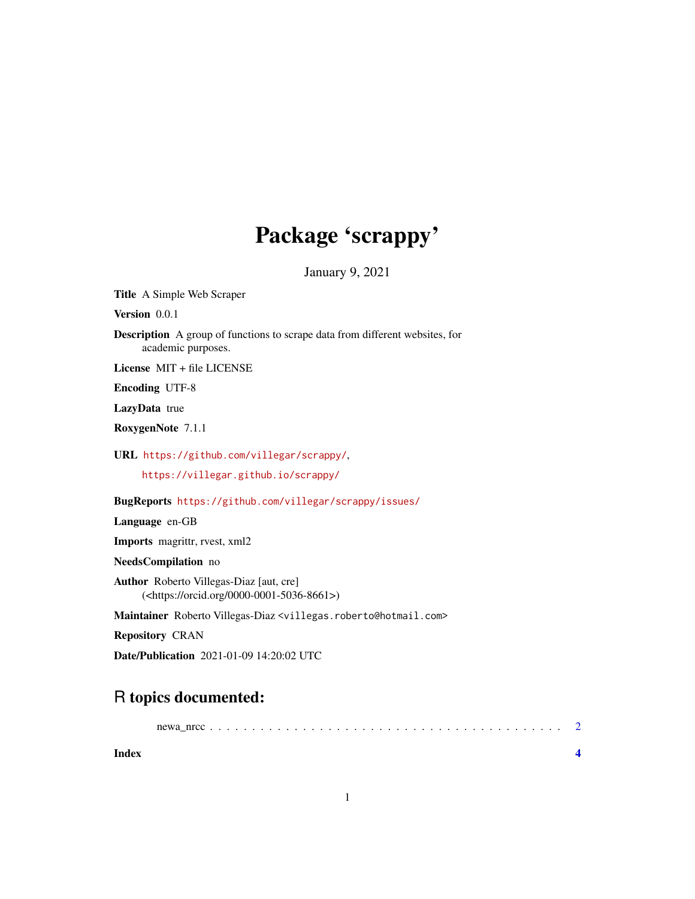# Package 'scrappy'

January 9, 2021

**Title** A Simple Web Scraper

**Version** 0.0.1

**Description** A group of functions to scrape data from different websites, for academic purposes.

**License** MIT + file LICENSE

**Encoding** UTF-8

**LazyData** true

**RoxygenNote** 7.1.1

**URL** https://github.com/villegar/scrappy/,
https://villegar.github.io/scrappy/

**BugReports** https://github.com/villegar/scrappy/issues/

**Language** en-GB

**Imports** magrittr, rvest, xml2

**NeedsCompilation** no

**Author** Roberto Villegas-Diaz [aut, cre] (<https://orcid.org/0000-0001-5036-8661>)

**Maintainer** Roberto Villegas-Diaz <villegas.roberto@hotmail.com>

**Repository** CRAN

**Date/Publication** 2021-01-09 14:20:02 UTC

## R topics documented:

newa_nrcc . . . . . . . . . . . . . . . . . . . . . . . . . . . . . . . . . . . . . . . . . 2

**Index** **4**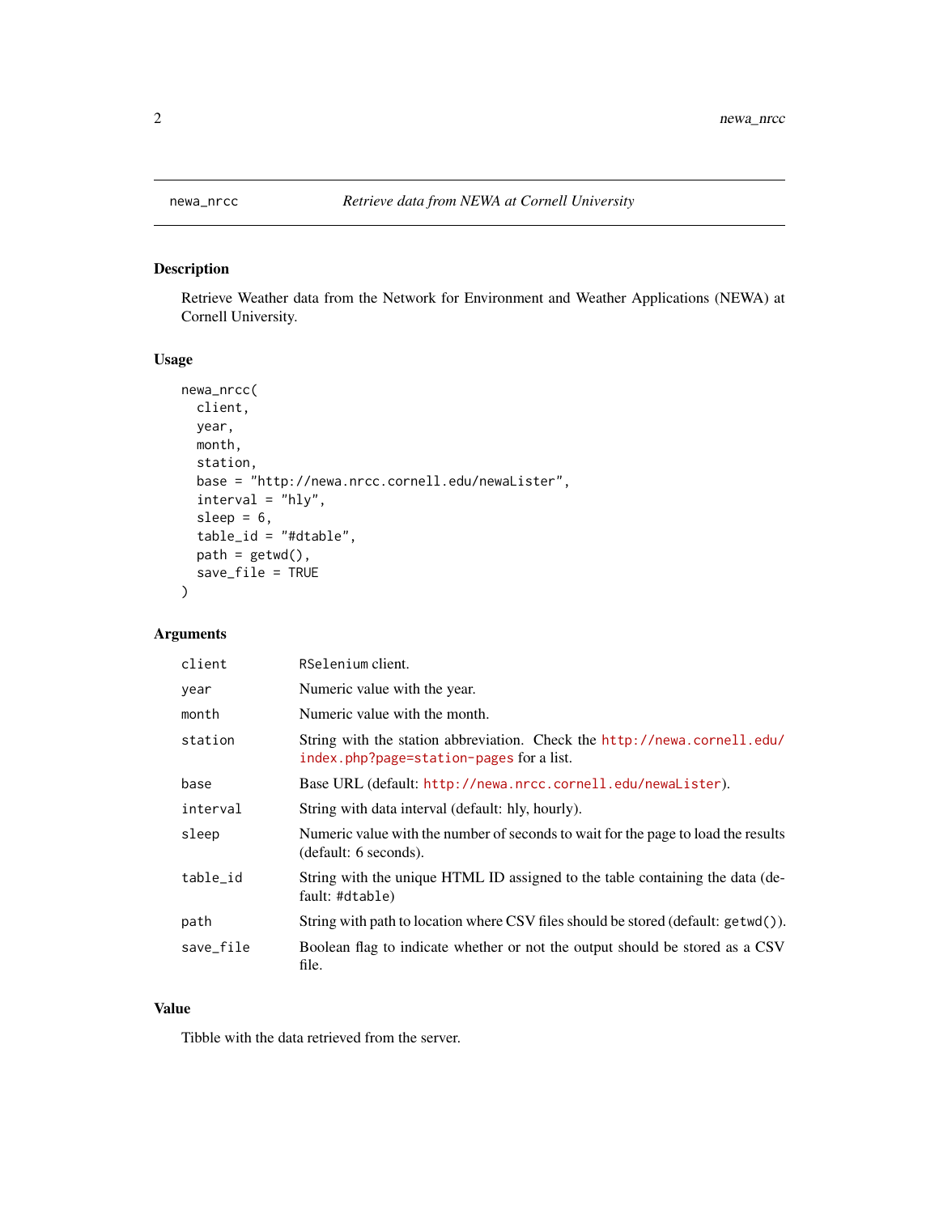## newa_nrcc — *Retrieve data from NEWA at Cornell University*

### Description

Retrieve Weather data from the Network for Environment and Weather Applications (NEWA) at Cornell University.

### Usage

```
newa_nrcc(
  client,
  year,
  month,
  station,
  base = "http://newa.nrcc.cornell.edu/newaLister",
  interval = "hly",
  sleep = 6,
  table_id = "#dtable",
  path = getwd(),
  save_file = TRUE
)
```

### Arguments

| | |
|---|---|
| `client` | `RSelenium` client. |
| `year` | Numeric value with the year. |
| `month` | Numeric value with the month. |
| `station` | String with the station abbreviation. Check the http://newa.cornell.edu/index.php?page=station-pages for a list. |
| `base` | Base URL (default: http://newa.nrcc.cornell.edu/newaLister). |
| `interval` | String with data interval (default: hly, hourly). |
| `sleep` | Numeric value with the number of seconds to wait for the page to load the results (default: 6 seconds). |
| `table_id` | String with the unique HTML ID assigned to the table containing the data (default: `#dtable`) |
| `path` | String with path to location where CSV files should be stored (default: `getwd()`). |
| `save_file` | Boolean flag to indicate whether or not the output should be stored as a CSV file. |

### Value

Tibble with the data retrieved from the server.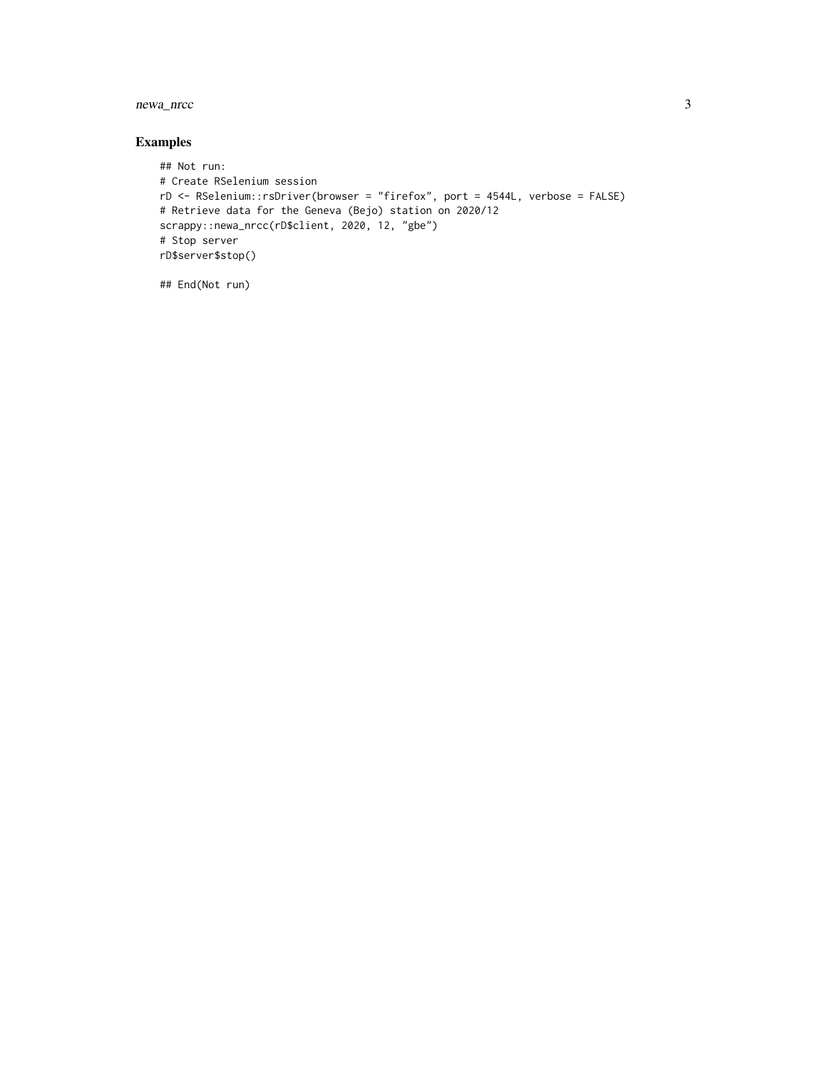## Examples

```
## Not run:
# Create RSelenium session
rD <- RSelenium::rsDriver(browser = "firefox", port = 4544L, verbose = FALSE)
# Retrieve data for the Geneva (Bejo) station on 2020/12
scrappy::newa_nrcc(rD$client, 2020, 12, "gbe")
# Stop server
rD$server$stop()

## End(Not run)
```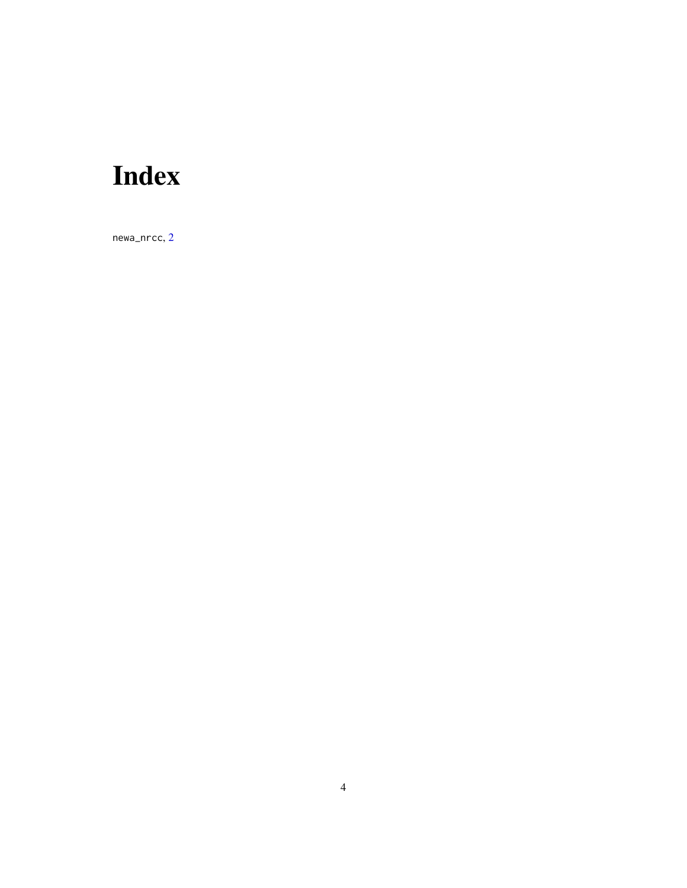# Index

newa_nrcc, 2